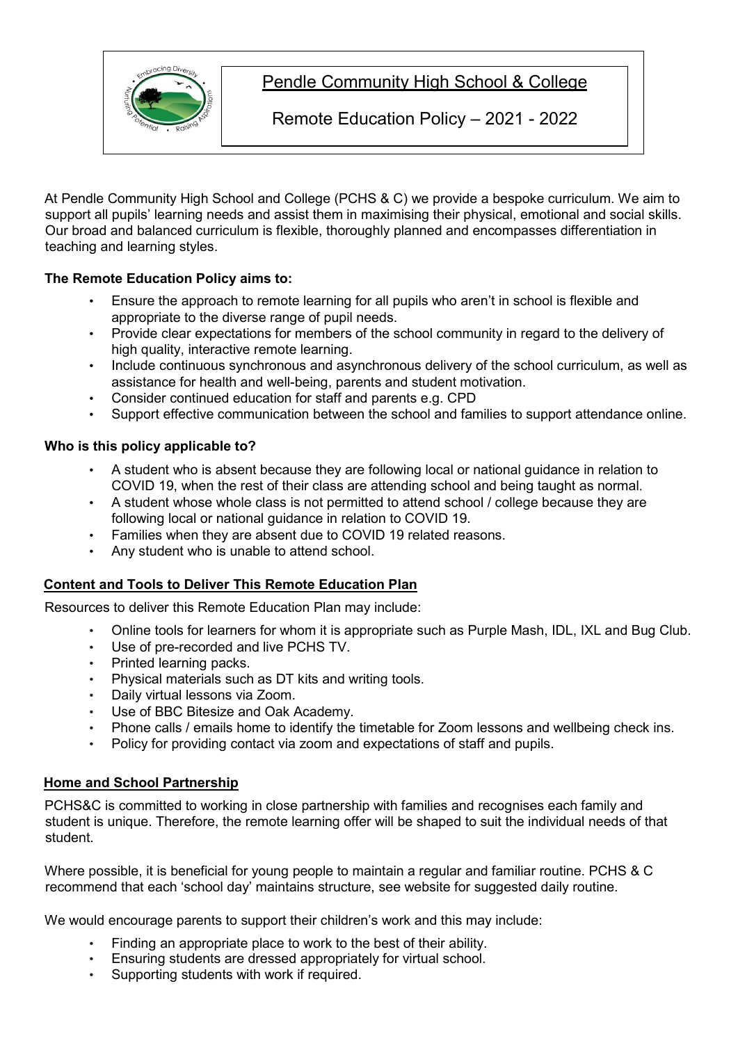# Pendle Community High School & College

## Remote Education Policy – 2021 - 2022

At Pendle Community High School and College (PCHS & C) we provide a bespoke curriculum. We aim to support all pupils' learning needs and assist them in maximising their physical, emotional and social skills. Our broad and balanced curriculum is flexible, thoroughly planned and encompasses differentiation in teaching and learning styles.

**The Remote Education Policy aims to:**

- Ensure the approach to remote learning for all pupils who aren't in school is flexible and appropriate to the diverse range of pupil needs.
- Provide clear expectations for members of the school community in regard to the delivery of high quality, interactive remote learning.
- Include continuous synchronous and asynchronous delivery of the school curriculum, as well as assistance for health and well-being, parents and student motivation.
- Consider continued education for staff and parents e.g. CPD
- Support effective communication between the school and families to support attendance online.

**Who is this policy applicable to?**

- A student who is absent because they are following local or national guidance in relation to COVID 19, when the rest of their class are attending school and being taught as normal.
- A student whose whole class is not permitted to attend school / college because they are following local or national guidance in relation to COVID 19.
- Families when they are absent due to COVID 19 related reasons.
- Any student who is unable to attend school.

**Content and Tools to Deliver This Remote Education Plan**

Resources to deliver this Remote Education Plan may include:

- Online tools for learners for whom it is appropriate such as Purple Mash, IDL, IXL and Bug Club.
- Use of pre-recorded and live PCHS TV.
- Printed learning packs.
- Physical materials such as DT kits and writing tools.
- Daily virtual lessons via Zoom.
- Use of BBC Bitesize and Oak Academy.
- Phone calls / emails home to identify the timetable for Zoom lessons and wellbeing check ins.
- Policy for providing contact via zoom and expectations of staff and pupils.

**Home and School Partnership**

PCHS&C is committed to working in close partnership with families and recognises each family and student is unique. Therefore, the remote learning offer will be shaped to suit the individual needs of that student.

Where possible, it is beneficial for young people to maintain a regular and familiar routine. PCHS & C recommend that each 'school day' maintains structure, see website for suggested daily routine.

We would encourage parents to support their children's work and this may include:

- Finding an appropriate place to work to the best of their ability.
- Ensuring students are dressed appropriately for virtual school.
- Supporting students with work if required.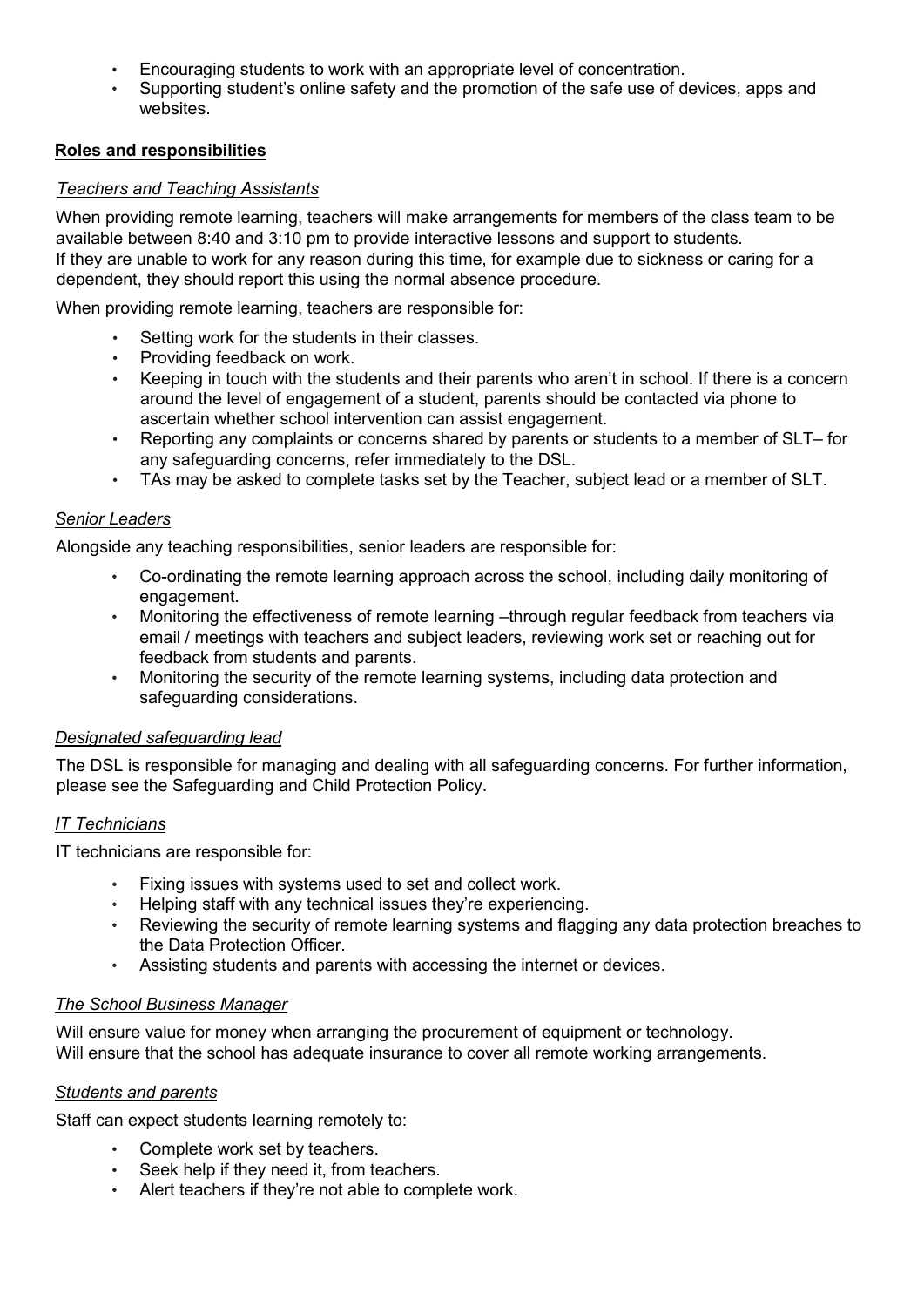- Encouraging students to work with an appropriate level of concentration.
- Supporting student's online safety and the promotion of the safe use of devices, apps and websites.

## Roles and responsibilities

### *Teachers and Teaching Assistants*

When providing remote learning, teachers will make arrangements for members of the class team to be available between 8:40 and 3:10 pm to provide interactive lessons and support to students.
If they are unable to work for any reason during this time, for example due to sickness or caring for a dependent, they should report this using the normal absence procedure.

When providing remote learning, teachers are responsible for:

- Setting work for the students in their classes.
- Providing feedback on work.
- Keeping in touch with the students and their parents who aren't in school. If there is a concern around the level of engagement of a student, parents should be contacted via phone to ascertain whether school intervention can assist engagement.
- Reporting any complaints or concerns shared by parents or students to a member of SLT– for any safeguarding concerns, refer immediately to the DSL.
- TAs may be asked to complete tasks set by the Teacher, subject lead or a member of SLT.

### *Senior Leaders*

Alongside any teaching responsibilities, senior leaders are responsible for:

- Co-ordinating the remote learning approach across the school, including daily monitoring of engagement.
- Monitoring the effectiveness of remote learning –through regular feedback from teachers via email / meetings with teachers and subject leaders, reviewing work set or reaching out for feedback from students and parents.
- Monitoring the security of the remote learning systems, including data protection and safeguarding considerations.

### *Designated safeguarding lead*

The DSL is responsible for managing and dealing with all safeguarding concerns. For further information, please see the Safeguarding and Child Protection Policy.

### *IT Technicians*

IT technicians are responsible for:

- Fixing issues with systems used to set and collect work.
- Helping staff with any technical issues they're experiencing.
- Reviewing the security of remote learning systems and flagging any data protection breaches to the Data Protection Officer.
- Assisting students and parents with accessing the internet or devices.

### *The School Business Manager*

Will ensure value for money when arranging the procurement of equipment or technology.
Will ensure that the school has adequate insurance to cover all remote working arrangements.

### *Students and parents*

Staff can expect students learning remotely to:

- Complete work set by teachers.
- Seek help if they need it, from teachers.
- Alert teachers if they're not able to complete work.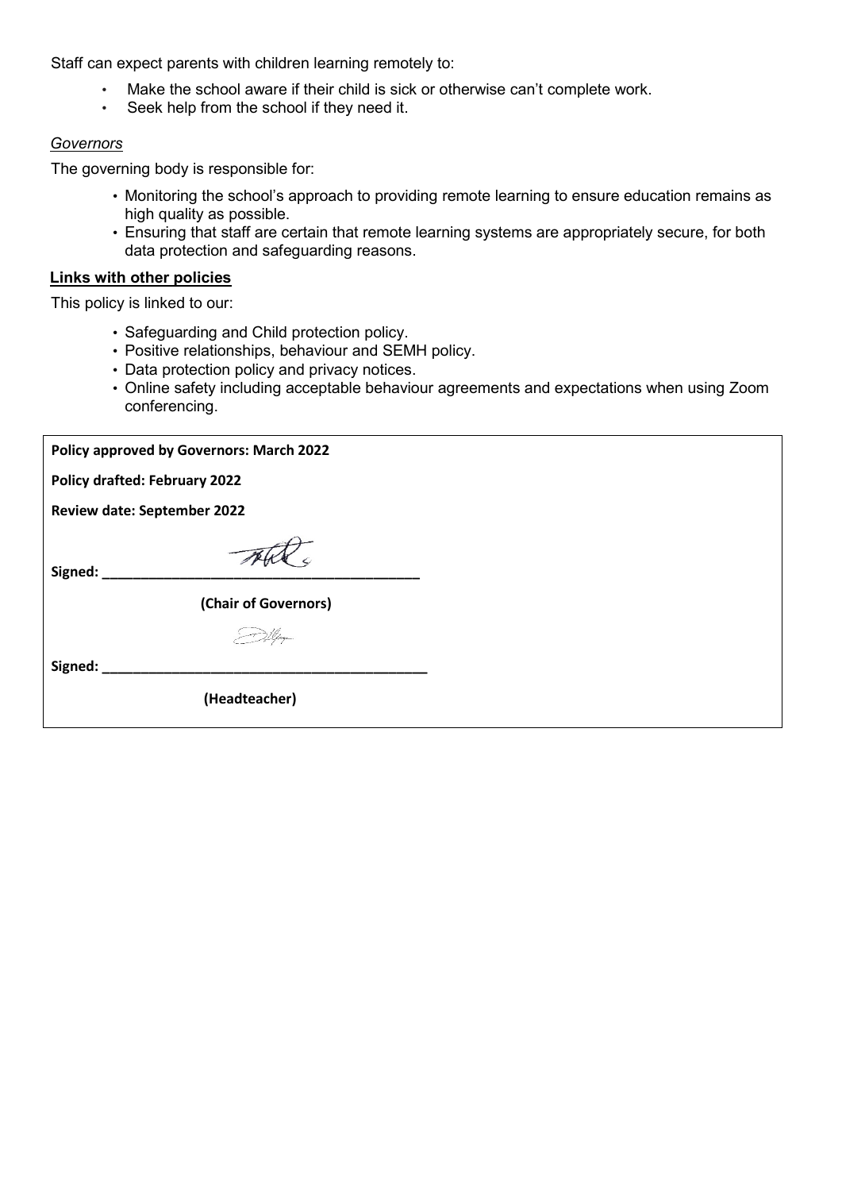Staff can expect parents with children learning remotely to:

- Make the school aware if their child is sick or otherwise can't complete work.
- Seek help from the school if they need it.

*Governors*

The governing body is responsible for:

- Monitoring the school's approach to providing remote learning to ensure education remains as high quality as possible.
- Ensuring that staff are certain that remote learning systems are appropriately secure, for both data protection and safeguarding reasons.

## Links with other policies

This policy is linked to our:

- Safeguarding and Child protection policy.
- Positive relationships, behaviour and SEMH policy.
- Data protection policy and privacy notices.
- Online safety including acceptable behaviour agreements and expectations when using Zoom conferencing.

**Policy approved by Governors: March 2022**

**Policy drafted: February 2022**

**Review date: September 2022**

**Signed: ________________________________________**

**(Chair of Governors)**

**Signed: ________________________________________**

**(Headteacher)**